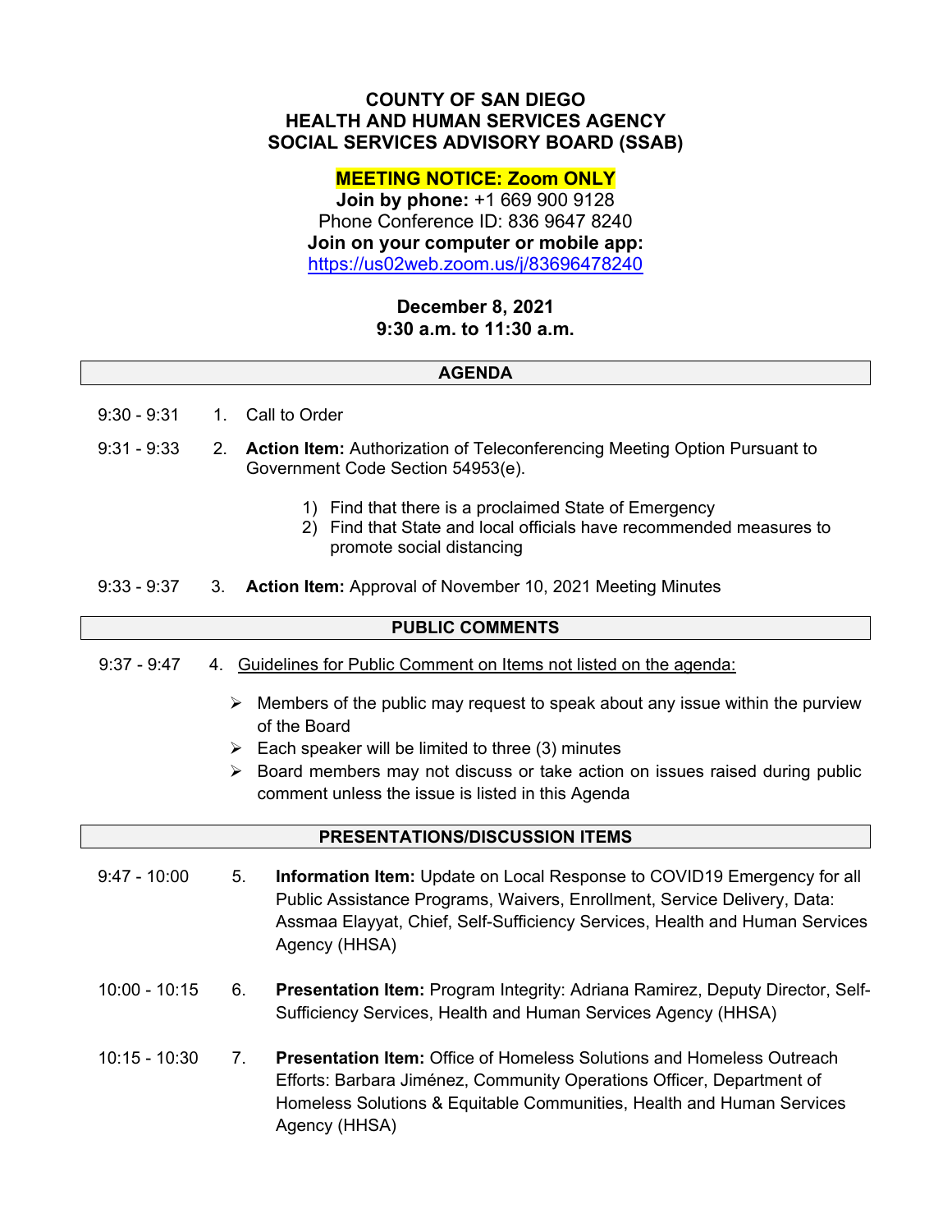# COUNTY OF SAN DIEGO
# HEALTH AND HUMAN SERVICES AGENCY
# SOCIAL SERVICES ADVISORY BOARD (SSAB)

**MEETING NOTICE: Zoom ONLY**

**Join by phone:** +1 669 900 9128

Phone Conference ID: 836 9647 8240

**Join on your computer or mobile app:**

https://us02web.zoom.us/j/83696478240

**December 8, 2021**

**9:30 a.m. to 11:30 a.m.**

## AGENDA

9:30 - 9:31 1. Call to Order

9:31 - 9:33 2. **Action Item:** Authorization of Teleconferencing Meeting Option Pursuant to Government Code Section 54953(e).

1) Find that there is a proclaimed State of Emergency
2) Find that State and local officials have recommended measures to promote social distancing

9:33 - 9:37 3. **Action Item:** Approval of November 10, 2021 Meeting Minutes

## PUBLIC COMMENTS

9:37 - 9:47 4. Guidelines for Public Comment on Items not listed on the agenda:

- Members of the public may request to speak about any issue within the purview of the Board
- Each speaker will be limited to three (3) minutes
- Board members may not discuss or take action on issues raised during public comment unless the issue is listed in this Agenda

## PRESENTATIONS/DISCUSSION ITEMS

9:47 - 10:00 5. **Information Item:** Update on Local Response to COVID19 Emergency for all Public Assistance Programs, Waivers, Enrollment, Service Delivery, Data: Assmaa Elayyat, Chief, Self-Sufficiency Services, Health and Human Services Agency (HHSA)

10:00 - 10:15 6. **Presentation Item:** Program Integrity: Adriana Ramirez, Deputy Director, Self-Sufficiency Services, Health and Human Services Agency (HHSA)

10:15 - 10:30 7. **Presentation Item:** Office of Homeless Solutions and Homeless Outreach Efforts: Barbara Jiménez, Community Operations Officer, Department of Homeless Solutions & Equitable Communities, Health and Human Services Agency (HHSA)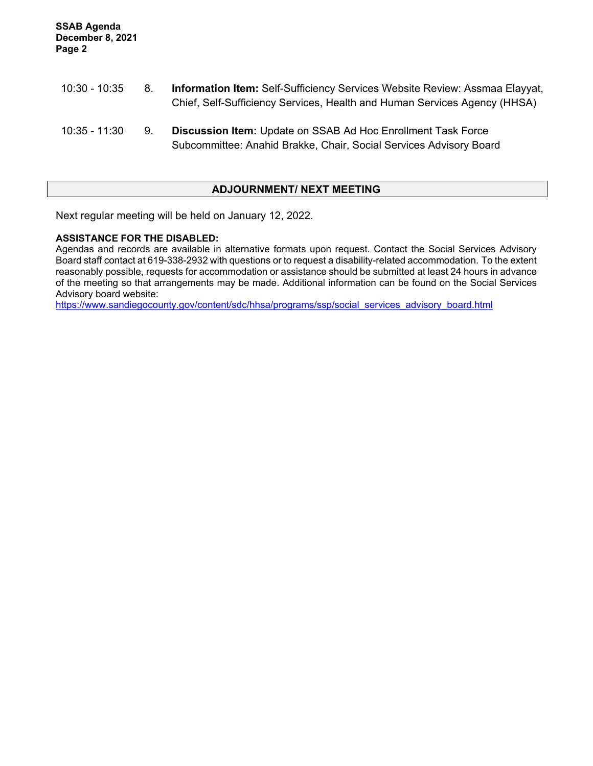| | | |
|---|---|---|
| 10:30 - 10:35 | 8. | **Information Item:** Self-Sufficiency Services Website Review: Assmaa Elayyat, Chief, Self-Sufficiency Services, Health and Human Services Agency (HHSA) |
| 10:35 - 11:30 | 9. | **Discussion Item:** Update on SSAB Ad Hoc Enrollment Task Force Subcommittee: Anahid Brakke, Chair, Social Services Advisory Board |

## ADJOURNMENT/ NEXT MEETING

Next regular meeting will be held on January 12, 2022.

**ASSISTANCE FOR THE DISABLED:**
Agendas and records are available in alternative formats upon request. Contact the Social Services Advisory Board staff contact at 619-338-2932 with questions or to request a disability-related accommodation. To the extent reasonably possible, requests for accommodation or assistance should be submitted at least 24 hours in advance of the meeting so that arrangements may be made. Additional information can be found on the Social Services Advisory board website:
https://www.sandiegocounty.gov/content/sdc/hhsa/programs/ssp/social_services_advisory_board.html